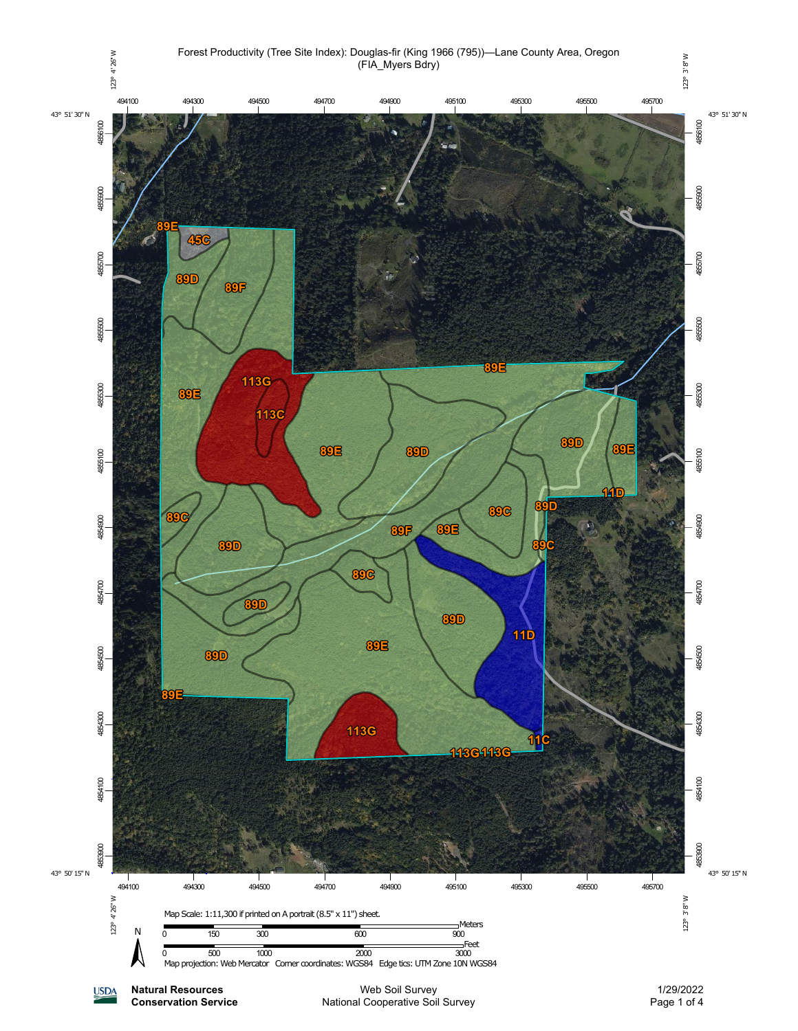# Forest Productivity (Tree Site Index): Douglas-fir (King 1966 (795))—Lane County Area, Oregon (FIA_Myers Bdry)

123° 4' 26" W | 123° 3' 8" W

43° 51' 30" N | 43° 50' 15" N

494100 494300 494500 494700 494900 495100 495300 495500 495700

4856100 4855900 4855700 4855500 4855300 4855100 4854900 4854700 4854500 4854300 4854100 4853900

89E 45C 89D 89F 89E 113G 113C 89E 89D 89E 89D 89E 11D 89C 89C 89D 89D 89F 89E 89C 89C 89D 89D 89E 11D 89D 89E 113G 11C 113G 113G

Map Scale: 1:11,300 if printed on A portrait (8.5" x 11") sheet.

Meters: 0 150 300 600 900

Feet: 0 500 1000 2000 3000

Map projection: Web Mercator Corner coordinates: WGS84 Edge tics: UTM Zone 10N WGS84

**Natural Resources Conservation Service**

Web Soil Survey
National Cooperative Soil Survey

1/29/2022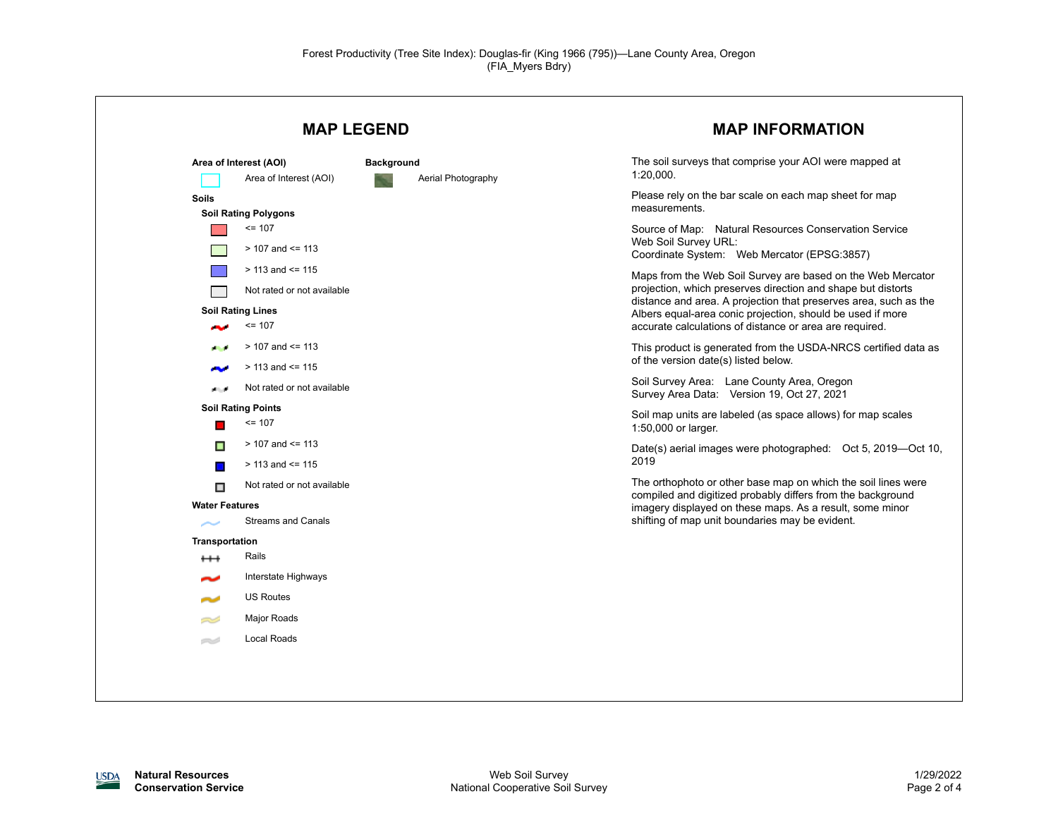Forest Productivity (Tree Site Index): Douglas-fir (King 1966 (795))—Lane County Area, Oregon
(FIA_Myers Bdry)

## MAP LEGEND

**Area of Interest (AOI)**

- Area of Interest (AOI)

**Soils**

**Soil Rating Polygons**

- <= 107
- > 107 and <= 113
- > 113 and <= 115
- Not rated or not available

**Soil Rating Lines**

- <= 107
- > 107 and <= 113
- > 113 and <= 115
- Not rated or not available

**Soil Rating Points**

- <= 107
- > 107 and <= 113
- > 113 and <= 115
- Not rated or not available

**Water Features**

- Streams and Canals

**Transportation**

- Rails
- Interstate Highways
- US Routes
- Major Roads
- Local Roads

**Background**

- Aerial Photography

## MAP INFORMATION

The soil surveys that comprise your AOI were mapped at 1:20,000.

Please rely on the bar scale on each map sheet for map measurements.

Source of Map: Natural Resources Conservation Service
Web Soil Survey URL:
Coordinate System: Web Mercator (EPSG:3857)

Maps from the Web Soil Survey are based on the Web Mercator projection, which preserves direction and shape but distorts distance and area. A projection that preserves area, such as the Albers equal-area conic projection, should be used if more accurate calculations of distance or area are required.

This product is generated from the USDA-NRCS certified data as of the version date(s) listed below.

Soil Survey Area: Lane County Area, Oregon
Survey Area Data: Version 19, Oct 27, 2021

Soil map units are labeled (as space allows) for map scales 1:50,000 or larger.

Date(s) aerial images were photographed: Oct 5, 2019—Oct 10, 2019

The orthophoto or other base map on which the soil lines were compiled and digitized probably differs from the background imagery displayed on these maps. As a result, some minor shifting of map unit boundaries may be evident.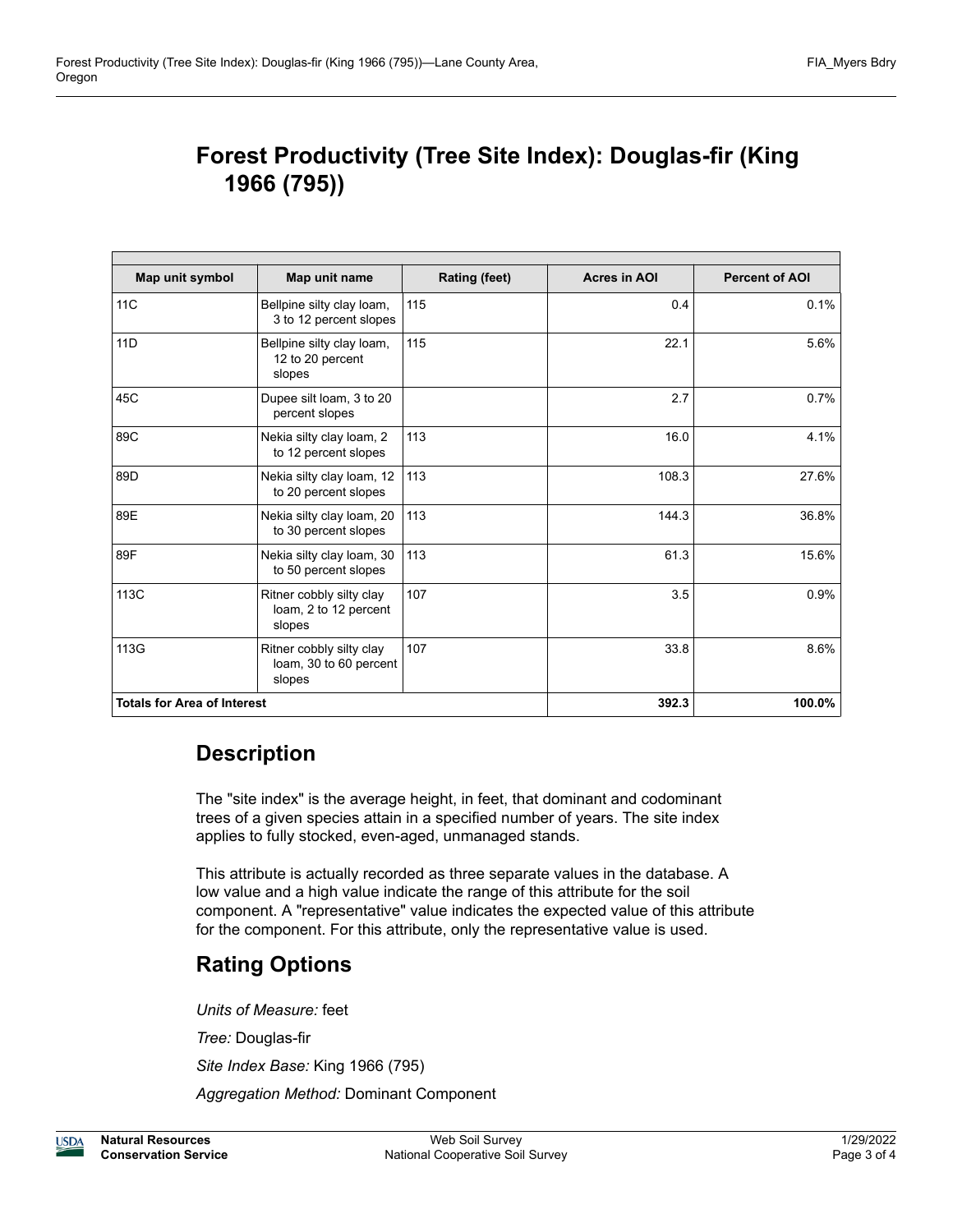# Forest Productivity (Tree Site Index): Douglas-fir (King 1966 (795))

| Map unit symbol | Map unit name | Rating (feet) | Acres in AOI | Percent of AOI |
|---|---|---|---|---|
| 11C | Bellpine silty clay loam, 3 to 12 percent slopes | 115 | 0.4 | 0.1% |
| 11D | Bellpine silty clay loam, 12 to 20 percent slopes | 115 | 22.1 | 5.6% |
| 45C | Dupee silt loam, 3 to 20 percent slopes | | 2.7 | 0.7% |
| 89C | Nekia silty clay loam, 2 to 12 percent slopes | 113 | 16.0 | 4.1% |
| 89D | Nekia silty clay loam, 12 to 20 percent slopes | 113 | 108.3 | 27.6% |
| 89E | Nekia silty clay loam, 20 to 30 percent slopes | 113 | 144.3 | 36.8% |
| 89F | Nekia silty clay loam, 30 to 50 percent slopes | 113 | 61.3 | 15.6% |
| 113C | Ritner cobbly silty clay loam, 2 to 12 percent slopes | 107 | 3.5 | 0.9% |
| 113G | Ritner cobbly silty clay loam, 30 to 60 percent slopes | 107 | 33.8 | 8.6% |
| **Totals for Area of Interest** | | | **392.3** | **100.0%** |

## Description

The "site index" is the average height, in feet, that dominant and codominant trees of a given species attain in a specified number of years. The site index applies to fully stocked, even-aged, unmanaged stands.

This attribute is actually recorded as three separate values in the database. A low value and a high value indicate the range of this attribute for the soil component. A "representative" value indicates the expected value of this attribute for the component. For this attribute, only the representative value is used.

## Rating Options

*Units of Measure:* feet

*Tree:* Douglas-fir

*Site Index Base:* King 1966 (795)

*Aggregation Method:* Dominant Component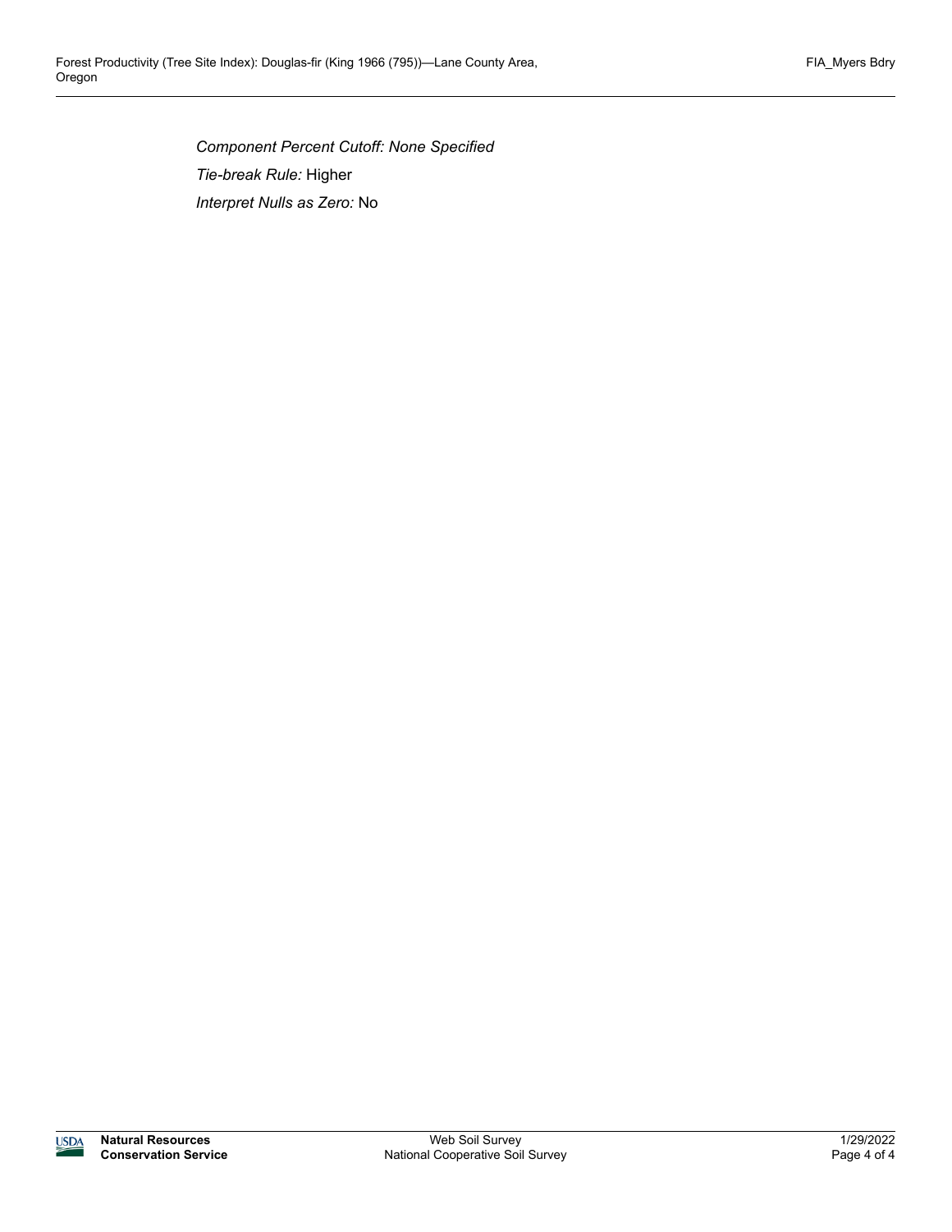*Component Percent Cutoff: None Specified*

*Tie-break Rule:* Higher

*Interpret Nulls as Zero:* No